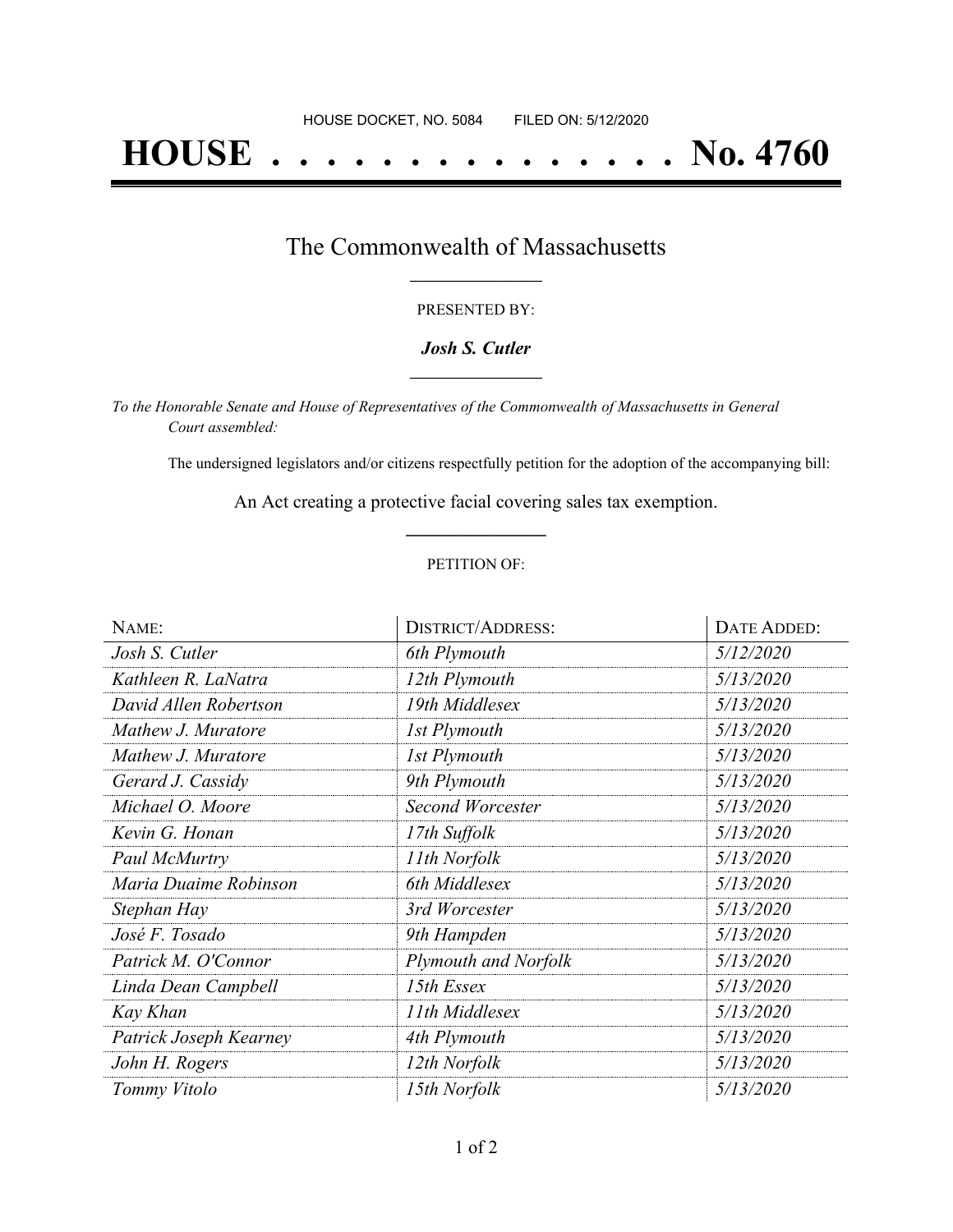HOUSE DOCKET, NO. 5084        FILED ON: 5/12/2020

# HOUSE . . . . . . . . . . . . . . . No. 4760

## The Commonwealth of Massachusetts

PRESENTED BY:

***Josh S. Cutler***

*To the Honorable Senate and House of Representatives of the Commonwealth of Massachusetts in General Court assembled:*

The undersigned legislators and/or citizens respectfully petition for the adoption of the accompanying bill:

An Act creating a protective facial covering sales tax exemption.

PETITION OF:

| NAME: | DISTRICT/ADDRESS: | DATE ADDED: |
|---|---|---|
| *Josh S. Cutler* | *6th Plymouth* | *5/12/2020* |
| *Kathleen R. LaNatra* | *12th Plymouth* | *5/13/2020* |
| *David Allen Robertson* | *19th Middlesex* | *5/13/2020* |
| *Mathew J. Muratore* | *1st Plymouth* | *5/13/2020* |
| *Mathew J. Muratore* | *1st Plymouth* | *5/13/2020* |
| *Gerard J. Cassidy* | *9th Plymouth* | *5/13/2020* |
| *Michael O. Moore* | *Second Worcester* | *5/13/2020* |
| *Kevin G. Honan* | *17th Suffolk* | *5/13/2020* |
| *Paul McMurtry* | *11th Norfolk* | *5/13/2020* |
| *Maria Duaime Robinson* | *6th Middlesex* | *5/13/2020* |
| *Stephan Hay* | *3rd Worcester* | *5/13/2020* |
| *José F. Tosado* | *9th Hampden* | *5/13/2020* |
| *Patrick M. O'Connor* | *Plymouth and Norfolk* | *5/13/2020* |
| *Linda Dean Campbell* | *15th Essex* | *5/13/2020* |
| *Kay Khan* | *11th Middlesex* | *5/13/2020* |
| *Patrick Joseph Kearney* | *4th Plymouth* | *5/13/2020* |
| *John H. Rogers* | *12th Norfolk* | *5/13/2020* |
| *Tommy Vitolo* | *15th Norfolk* | *5/13/2020* |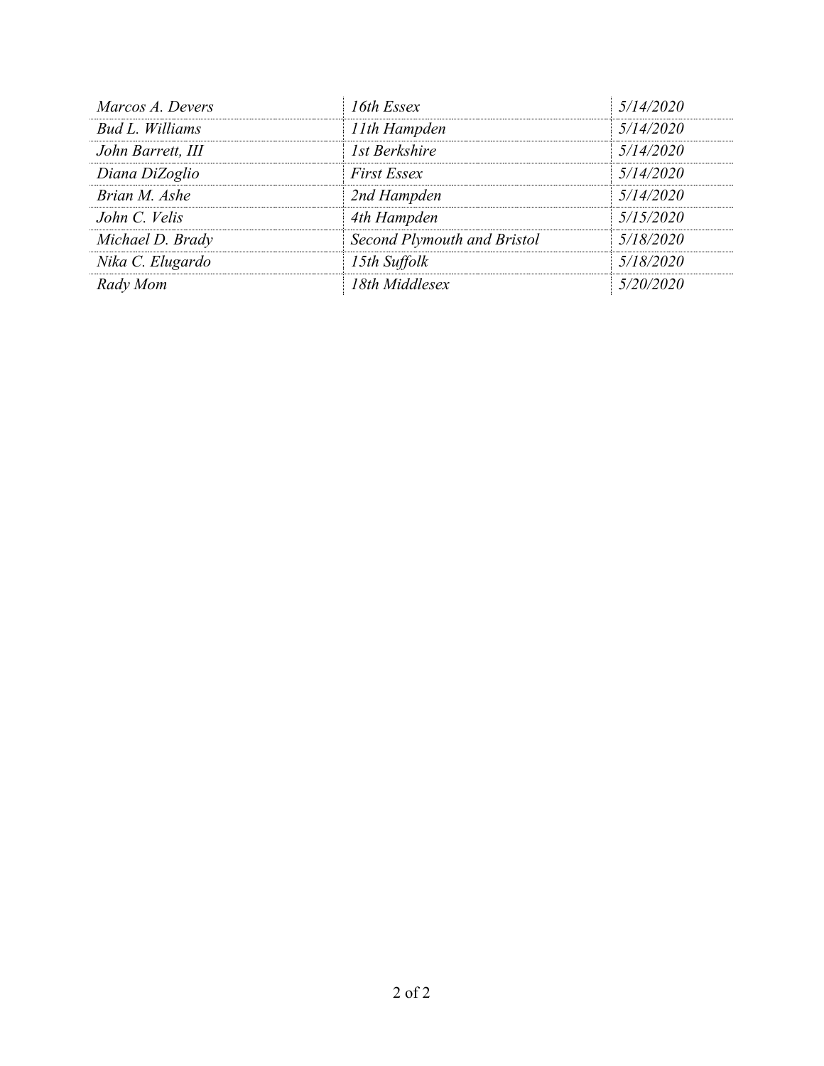| | | |
|---|---|---|
| *Marcos A. Devers* | *16th Essex* | *5/14/2020* |
| *Bud L. Williams* | *11th Hampden* | *5/14/2020* |
| *John Barrett, III* | *1st Berkshire* | *5/14/2020* |
| *Diana DiZoglio* | *First Essex* | *5/14/2020* |
| *Brian M. Ashe* | *2nd Hampden* | *5/14/2020* |
| *John C. Velis* | *4th Hampden* | *5/15/2020* |
| *Michael D. Brady* | *Second Plymouth and Bristol* | *5/18/2020* |
| *Nika C. Elugardo* | *15th Suffolk* | *5/18/2020* |
| *Rady Mom* | *18th Middlesex* | *5/20/2020* |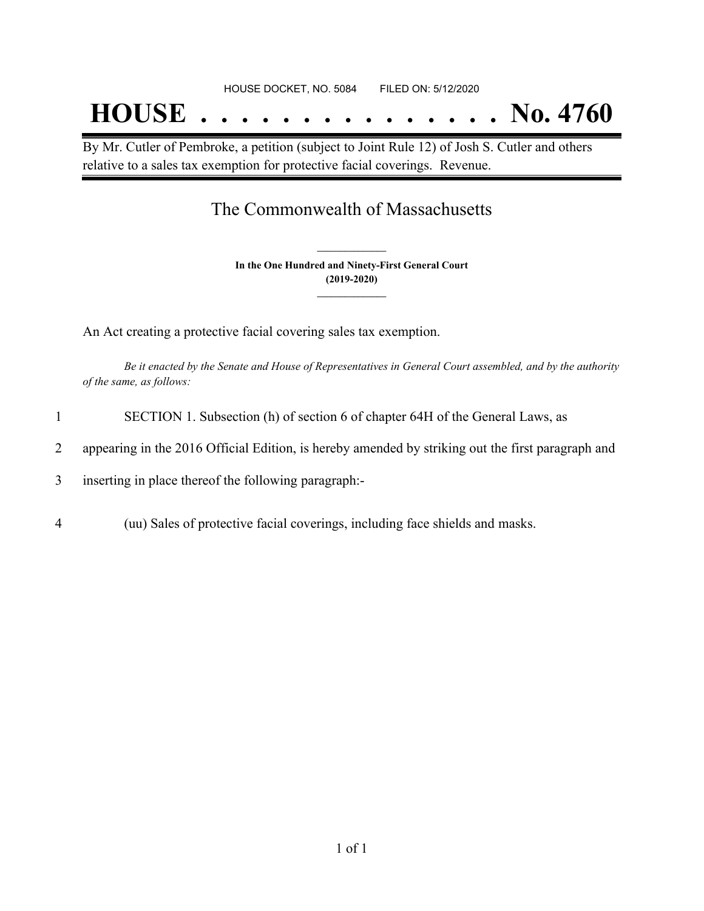HOUSE DOCKET, NO. 5084 FILED ON: 5/12/2020

# HOUSE . . . . . . . . . . . . . . . No. 4760

By Mr. Cutler of Pembroke, a petition (subject to Joint Rule 12) of Josh S. Cutler and others relative to a sales tax exemption for protective facial coverings. Revenue.

## The Commonwealth of Massachusetts

**In the One Hundred and Ninety-First General Court**
**(2019-2020)**

An Act creating a protective facial covering sales tax exemption.

*Be it enacted by the Senate and House of Representatives in General Court assembled, and by the authority of the same, as follows:*

1 SECTION 1. Subsection (h) of section 6 of chapter 64H of the General Laws, as
2 appearing in the 2016 Official Edition, is hereby amended by striking out the first paragraph and
3 inserting in place thereof the following paragraph:-

4 (uu) Sales of protective facial coverings, including face shields and masks.